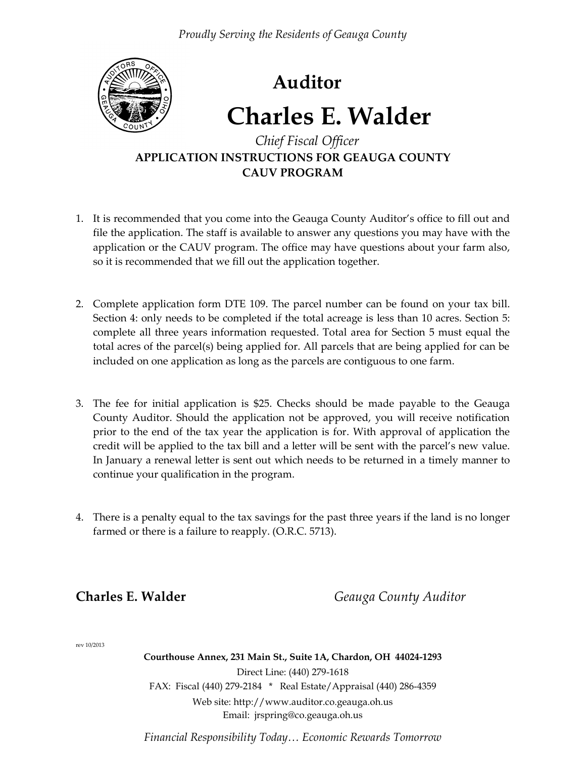*Proudly Serving the Residents of Geauga County*

**Auditor**

# Charles E. Walder

*Chief Fiscal Officer*

## APPLICATION INSTRUCTIONS FOR GEAUGA COUNTY CAUV PROGRAM

1. It is recommended that you come into the Geauga County Auditor's office to fill out and file the application. The staff is available to answer any questions you may have with the application or the CAUV program. The office may have questions about your farm also, so it is recommended that we fill out the application together.

2. Complete application form DTE 109. The parcel number can be found on your tax bill. Section 4: only needs to be completed if the total acreage is less than 10 acres. Section 5: complete all three years information requested. Total area for Section 5 must equal the total acres of the parcel(s) being applied for. All parcels that are being applied for can be included on one application as long as the parcels are contiguous to one farm.

3. The fee for initial application is $25. Checks should be made payable to the Geauga County Auditor. Should the application not be approved, you will receive notification prior to the end of the tax year the application is for. With approval of application the credit will be applied to the tax bill and a letter will be sent with the parcel's new value. In January a renewal letter is sent out which needs to be returned in a timely manner to continue your qualification in the program.

4. There is a penalty equal to the tax savings for the past three years if the land is no longer farmed or there is a failure to reapply. (O.R.C. 5713).

**Charles E. Walder** *Geauga County Auditor*

rev 10/2013

**Courthouse Annex, 231 Main St., Suite 1A, Chardon, OH 44024-1293**

Direct Line: (440) 279-1618

FAX: Fiscal (440) 279-2184 * Real Estate/Appraisal (440) 286-4359

Web site: http://www.auditor.co.geauga.oh.us

Email: jrspring@co.geauga.oh.us

*Financial Responsibility Today… Economic Rewards Tomorrow*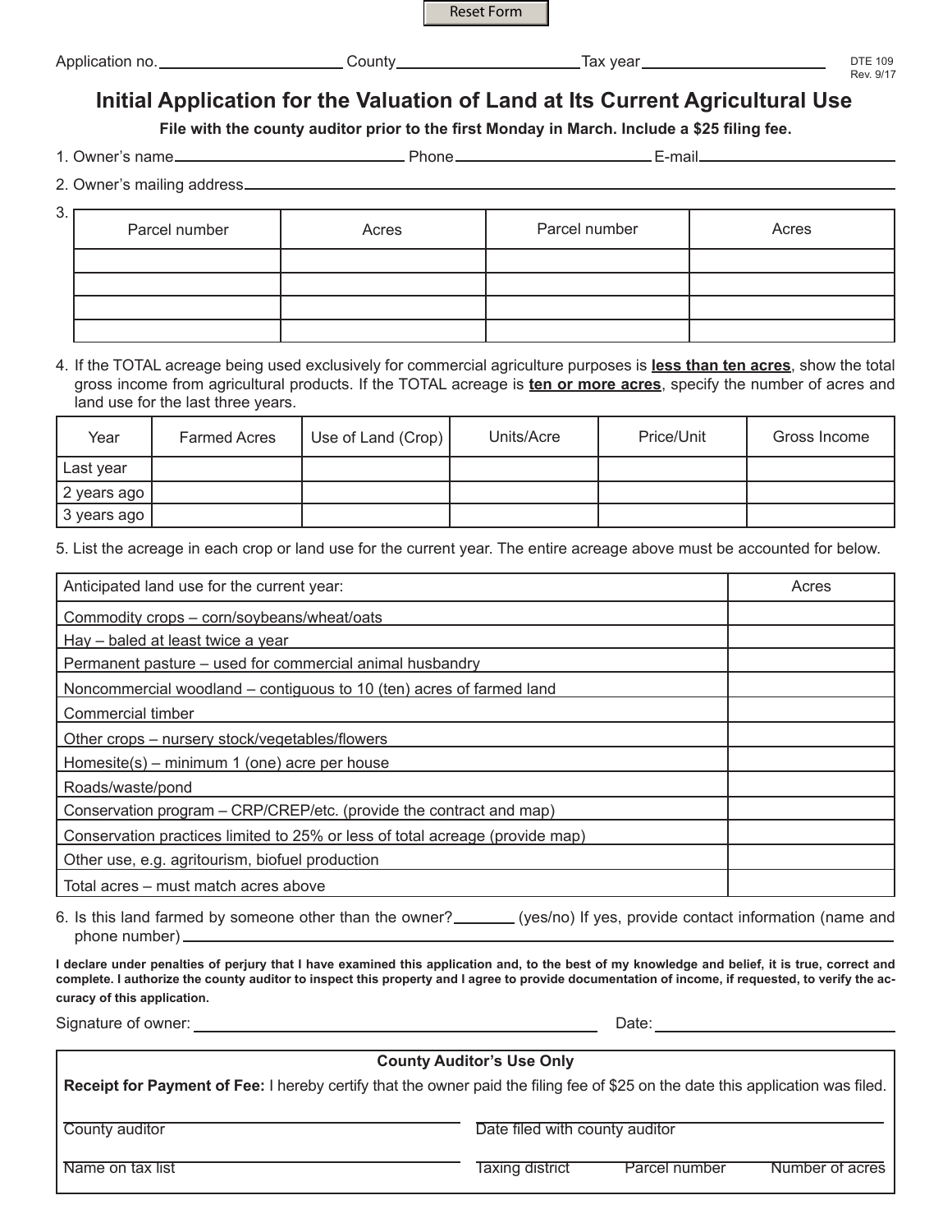Reset Form

Application no. ____________________ County ____________________ Tax year ____________________

DTE 109
Rev. 9/17

# Initial Application for the Valuation of Land at Its Current Agricultural Use

**File with the county auditor prior to the first Monday in March. Include a $25 filing fee.**

1. Owner's name ____________________ Phone ____________________ E-mail ____________________

2. Owner's mailing address ____________________

3.

| Parcel number | Acres | Parcel number | Acres |
|---|---|---|---|
| | | | |
| | | | |
| | | | |
| | | | |

4. If the TOTAL acreage being used exclusively for commercial agriculture purposes is **less than ten acres**, show the total gross income from agricultural products. If the TOTAL acreage is **ten or more acres**, specify the number of acres and land use for the last three years.

| Year | Farmed Acres | Use of Land (Crop) | Units/Acre | Price/Unit | Gross Income |
|---|---|---|---|---|---|
| Last year | | | | | |
| 2 years ago | | | | | |
| 3 years ago | | | | | |

5. List the acreage in each crop or land use for the current year. The entire acreage above must be accounted for below.

| Anticipated land use for the current year: | Acres |
|---|---|
| Commodity crops – corn/soybeans/wheat/oats | |
| Hay – baled at least twice a year | |
| Permanent pasture – used for commercial animal husbandry | |
| Noncommercial woodland – contiguous to 10 (ten) acres of farmed land | |
| Commercial timber | |
| Other crops – nursery stock/vegetables/flowers | |
| Homesite(s) – minimum 1 (one) acre per house | |
| Roads/waste/pond | |
| Conservation program – CRP/CREP/etc. (provide the contract and map) | |
| Conservation practices limited to 25% or less of total acreage (provide map) | |
| Other use, e.g. agritourism, biofuel production | |
| Total acres – must match acres above | |

6. Is this land farmed by someone other than the owner? ________ (yes/no) If yes, provide contact information (name and phone number) ____________________

**I declare under penalties of perjury that I have examined this application and, to the best of my knowledge and belief, it is true, correct and complete. I authorize the county auditor to inspect this property and I agree to provide documentation of income, if requested, to verify the accuracy of this application.**

Signature of owner: ____________________ Date: ____________________

**County Auditor's Use Only**

**Receipt for Payment of Fee:** I hereby certify that the owner paid the filing fee of $25 on the date this application was filed.

County auditor ____________________ Date filed with county auditor ____________________

Name on tax list ____________________ Taxing district ____________________ Parcel number ____________________ Number of acres ____________________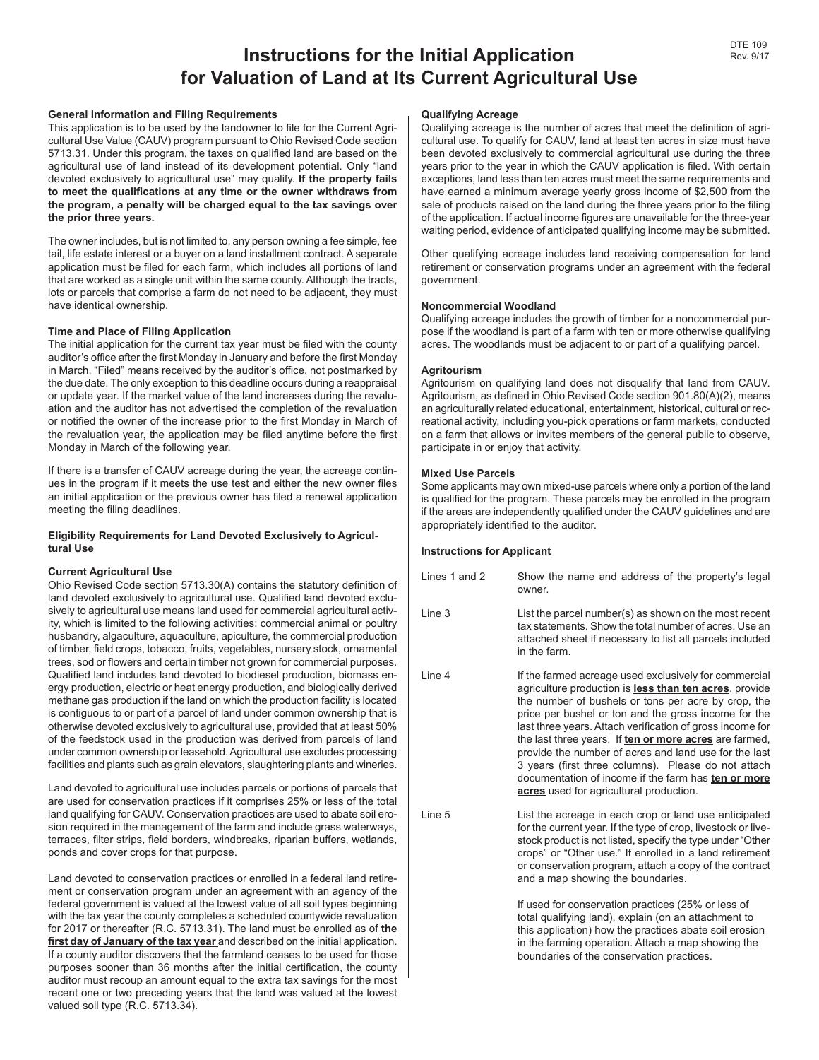DTE 109
Rev. 9/17

# Instructions for the Initial Application for Valuation of Land at Its Current Agricultural Use

### General Information and Filing Requirements

This application is to be used by the landowner to file for the Current Agricultural Use Value (CAUV) program pursuant to Ohio Revised Code section 5713.31. Under this program, the taxes on qualified land are based on the agricultural use of land instead of its development potential. Only "land devoted exclusively to agricultural use" may qualify. **If the property fails to meet the qualifications at any time or the owner withdraws from the program, a penalty will be charged equal to the tax savings over the prior three years.**

The owner includes, but is not limited to, any person owning a fee simple, fee tail, life estate interest or a buyer on a land installment contract. A separate application must be filed for each farm, which includes all portions of land that are worked as a single unit within the same county. Although the tracts, lots or parcels that comprise a farm do not need to be adjacent, they must have identical ownership.

### Time and Place of Filing Application

The initial application for the current tax year must be filed with the county auditor's office after the first Monday in January and before the first Monday in March. "Filed" means received by the auditor's office, not postmarked by the due date. The only exception to this deadline occurs during a reappraisal or update year. If the market value of the land increases during the revaluation and the auditor has not advertised the completion of the revaluation or notified the owner of the increase prior to the first Monday in March of the revaluation year, the application may be filed anytime before the first Monday in March of the following year.

If there is a transfer of CAUV acreage during the year, the acreage continues in the program if it meets the use test and either the new owner files an initial application or the previous owner has filed a renewal application meeting the filing deadlines.

### Eligibility Requirements for Land Devoted Exclusively to Agricultural Use

### Current Agricultural Use

Ohio Revised Code section 5713.30(A) contains the statutory definition of land devoted exclusively to agricultural use. Qualified land devoted exclusively to agricultural use means land used for commercial agricultural activity, which is limited to the following activities: commercial animal or poultry husbandry, algaculture, aquaculture, apiculture, the commercial production of timber, field crops, tobacco, fruits, vegetables, nursery stock, ornamental trees, sod or flowers and certain timber not grown for commercial purposes. Qualified land includes land devoted to biodiesel production, biomass energy production, electric or heat energy production, and biologically derived methane gas production if the land on which the production facility is located is contiguous to or part of a parcel of land under common ownership that is otherwise devoted exclusively to agricultural use, provided that at least 50% of the feedstock used in the production was derived from parcels of land under common ownership or leasehold. Agricultural use excludes processing facilities and plants such as grain elevators, slaughtering plants and wineries.

Land devoted to agricultural use includes parcels or portions of parcels that are used for conservation practices if it comprises 25% or less of the total land qualifying for CAUV. Conservation practices are used to abate soil erosion required in the management of the farm and include grass waterways, terraces, filter strips, field borders, windbreaks, riparian buffers, wetlands, ponds and cover crops for that purpose.

Land devoted to conservation practices or enrolled in a federal land retirement or conservation program under an agreement with an agency of the federal government is valued at the lowest value of all soil types beginning with the tax year the county completes a scheduled countywide revaluation for 2017 or thereafter (R.C. 5713.31). The land must be enrolled as of **the first day of January of the tax year** and described on the initial application. If a county auditor discovers that the farmland ceases to be used for those purposes sooner than 36 months after the initial certification, the county auditor must recoup an amount equal to the extra tax savings for the most recent one or two preceding years that the land was valued at the lowest valued soil type (R.C. 5713.34).

### Qualifying Acreage

Qualifying acreage is the number of acres that meet the definition of agricultural use. To qualify for CAUV, land at least ten acres in size must have been devoted exclusively to commercial agricultural use during the three years prior to the year in which the CAUV application is filed. With certain exceptions, land less than ten acres must meet the same requirements and have earned a minimum average yearly gross income of $2,500 from the sale of products raised on the land during the three years prior to the filing of the application. If actual income figures are unavailable for the three-year waiting period, evidence of anticipated qualifying income may be submitted.

Other qualifying acreage includes land receiving compensation for land retirement or conservation programs under an agreement with the federal government.

### Noncommercial Woodland

Qualifying acreage includes the growth of timber for a noncommercial purpose if the woodland is part of a farm with ten or more otherwise qualifying acres. The woodlands must be adjacent to or part of a qualifying parcel.

### Agritourism

Agritourism on qualifying land does not disqualify that land from CAUV. Agritourism, as defined in Ohio Revised Code section 901.80(A)(2), means an agriculturally related educational, entertainment, historical, cultural or recreational activity, including you-pick operations or farm markets, conducted on a farm that allows or invites members of the general public to observe, participate in or enjoy that activity.

### Mixed Use Parcels

Some applicants may own mixed-use parcels where only a portion of the land is qualified for the program. These parcels may be enrolled in the program if the areas are independently qualified under the CAUV guidelines and are appropriately identified to the auditor.

### Instructions for Applicant

| | |
|---|---|
| Lines 1 and 2 | Show the name and address of the property's legal owner. |
| Line 3 | List the parcel number(s) as shown on the most recent tax statements. Show the total number of acres. Use an attached sheet if necessary to list all parcels included in the farm. |
| Line 4 | If the farmed acreage used exclusively for commercial agriculture production is **less than ten acres**, provide the number of bushels or tons per acre by crop, the price per bushel or ton and the gross income for the last three years. Attach verification of gross income for the last three years. If **ten or more acres** are farmed, provide the number of acres and land use for the last 3 years (first three columns). Please do not attach documentation of income if the farm has **ten or more acres** used for agricultural production. |
| Line 5 | List the acreage in each crop or land use anticipated for the current year. If the type of crop, livestock or livestock product is not listed, specify the type under "Other crops" or "Other use." If enrolled in a land retirement or conservation program, attach a copy of the contract and a map showing the boundaries. If used for conservation practices (25% or less of total qualifying land), explain (on an attachment to this application) how the practices abate soil erosion in the farming operation. Attach a map showing the boundaries of the conservation practices. |